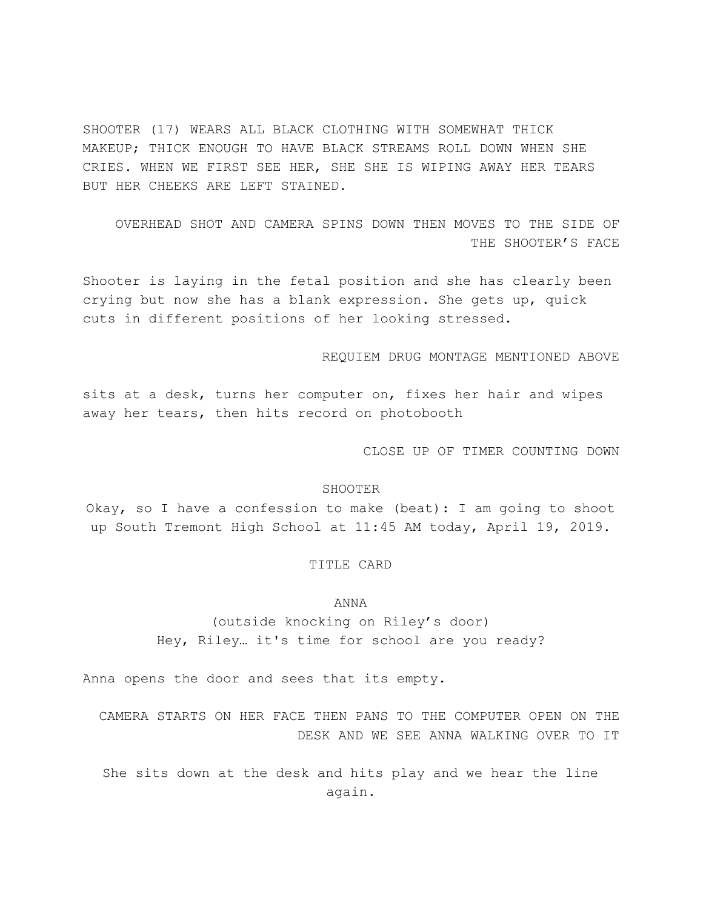SHOOTER (17) WEARS ALL BLACK CLOTHING WITH SOMEWHAT THICK MAKEUP; THICK ENOUGH TO HAVE BLACK STREAMS ROLL DOWN WHEN SHE CRIES. WHEN WE FIRST SEE HER, SHE SHE IS WIPING AWAY HER TEARS BUT HER CHEEKS ARE LEFT STAINED.

OVERHEAD SHOT AND CAMERA SPINS DOWN THEN MOVES TO THE SIDE OF THE SHOOTER'S FACE

Shooter is laying in the fetal position and she has clearly been crying but now she has a blank expression. She gets up, quick cuts in different positions of her looking stressed.

REQUIEM DRUG MONTAGE MENTIONED ABOVE

sits at a desk, turns her computer on, fixes her hair and wipes away her tears, then hits record on photobooth

CLOSE UP OF TIMER COUNTING DOWN

SHOOTER

Okay, so I have a confession to make (beat): I am going to shoot up South Tremont High School at 11:45 AM today, April 19, 2019.

TITLE CARD

ANNA

(outside knocking on Riley's door)

Hey, Riley… it's time for school are you ready?

Anna opens the door and sees that its empty.

CAMERA STARTS ON HER FACE THEN PANS TO THE COMPUTER OPEN ON THE DESK AND WE SEE ANNA WALKING OVER TO IT

She sits down at the desk and hits play and we hear the line again.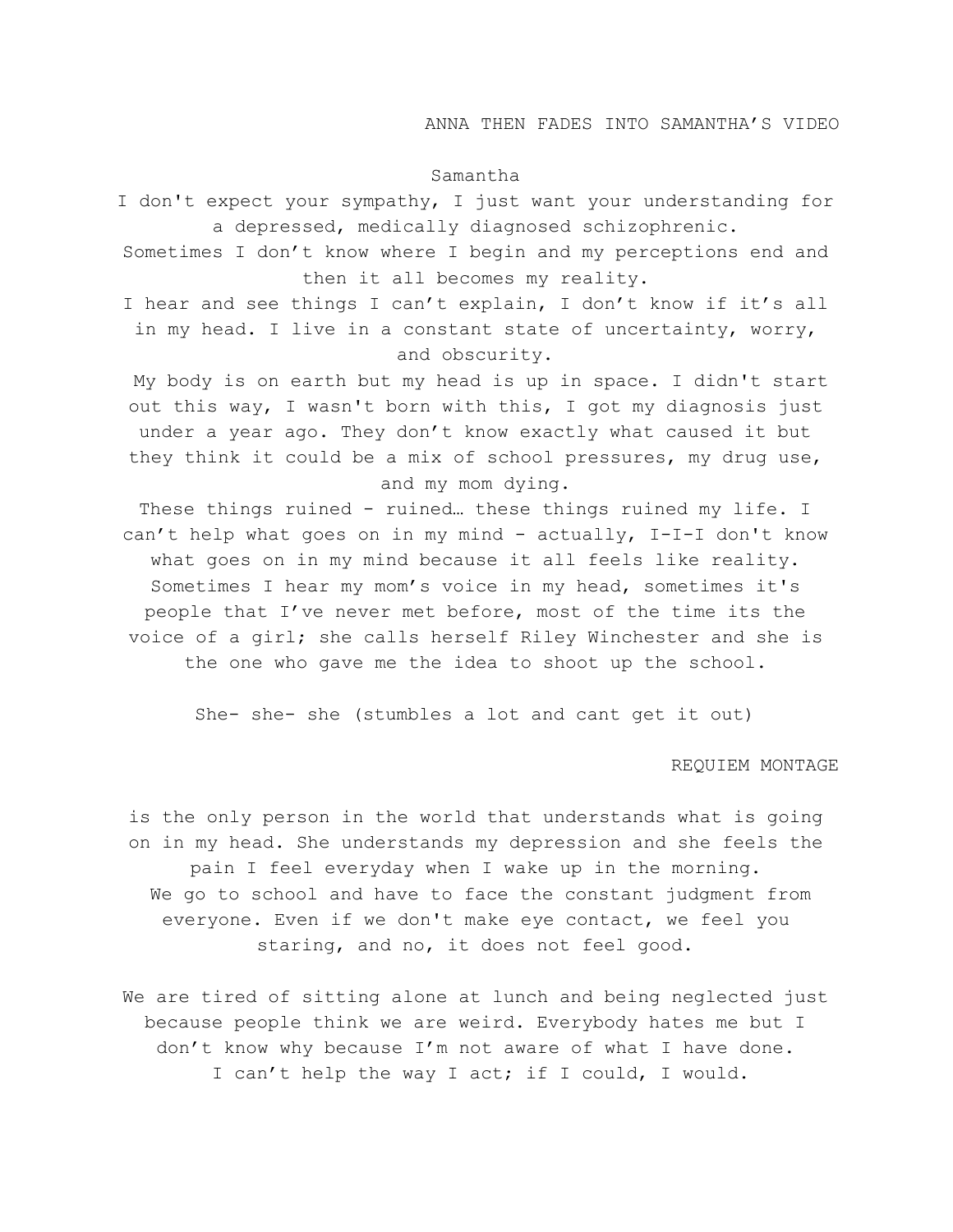ANNA THEN FADES INTO SAMANTHA'S VIDEO

Samantha

I don't expect your sympathy, I just want your understanding for a depressed, medically diagnosed schizophrenic.

Sometimes I don't know where I begin and my perceptions end and then it all becomes my reality.

I hear and see things I can't explain, I don't know if it's all in my head. I live in a constant state of uncertainty, worry, and obscurity.

My body is on earth but my head is up in space. I didn't start out this way, I wasn't born with this, I got my diagnosis just under a year ago. They don't know exactly what caused it but they think it could be a mix of school pressures, my drug use, and my mom dying.

These things ruined - ruined… these things ruined my life. I can't help what goes on in my mind - actually, I-I-I don't know what goes on in my mind because it all feels like reality. Sometimes I hear my mom's voice in my head, sometimes it's people that I've never met before, most of the time its the voice of a girl; she calls herself Riley Winchester and she is the one who gave me the idea to shoot up the school.

She- she- she (stumbles a lot and cant get it out)

REQUIEM MONTAGE

is the only person in the world that understands what is going on in my head. She understands my depression and she feels the pain I feel everyday when I wake up in the morning.

We go to school and have to face the constant judgment from everyone. Even if we don't make eye contact, we feel you staring, and no, it does not feel good.

We are tired of sitting alone at lunch and being neglected just because people think we are weird. Everybody hates me but I don't know why because I'm not aware of what I have done.

I can't help the way I act; if I could, I would.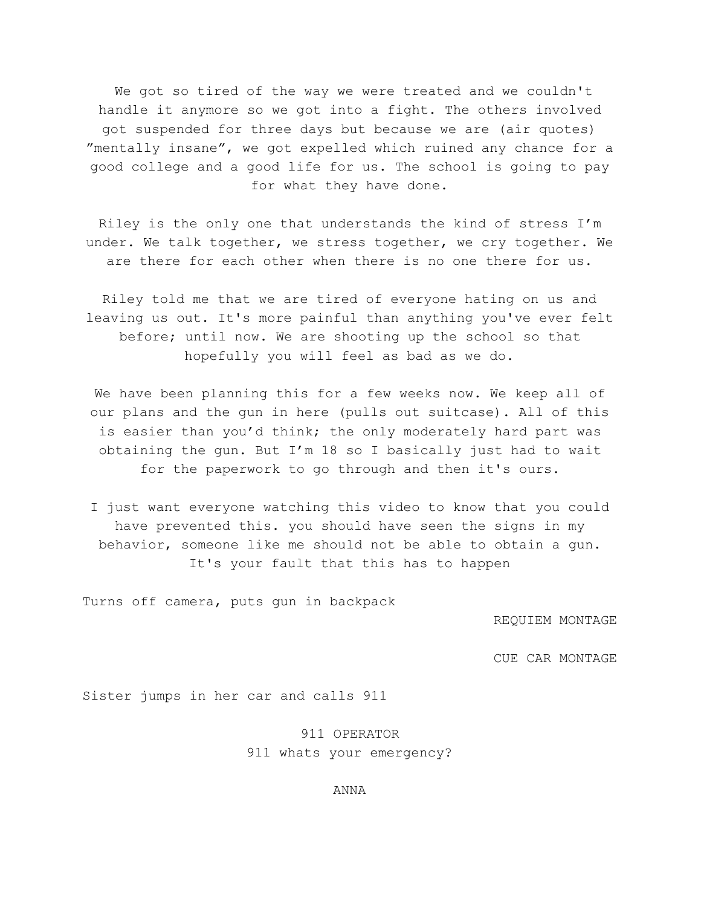We got so tired of the way we were treated and we couldn't handle it anymore so we got into a fight. The others involved got suspended for three days but because we are (air quotes) ”mentally insane”, we got expelled which ruined any chance for a good college and a good life for us. The school is going to pay for what they have done.

Riley is the only one that understands the kind of stress I’m under. We talk together, we stress together, we cry together. We are there for each other when there is no one there for us.

Riley told me that we are tired of everyone hating on us and leaving us out. It's more painful than anything you've ever felt before; until now. We are shooting up the school so that hopefully you will feel as bad as we do.

We have been planning this for a few weeks now. We keep all of our plans and the gun in here (pulls out suitcase). All of this is easier than you’d think; the only moderately hard part was obtaining the gun. But I’m 18 so I basically just had to wait for the paperwork to go through and then it's ours.

I just want everyone watching this video to know that you could have prevented this. you should have seen the signs in my behavior, someone like me should not be able to obtain a gun. It's your fault that this has to happen

Turns off camera, puts gun in backpack

REQUIEM MONTAGE

CUE CAR MONTAGE

Sister jumps in her car and calls 911

911 OPERATOR

911 whats your emergency?

ANNA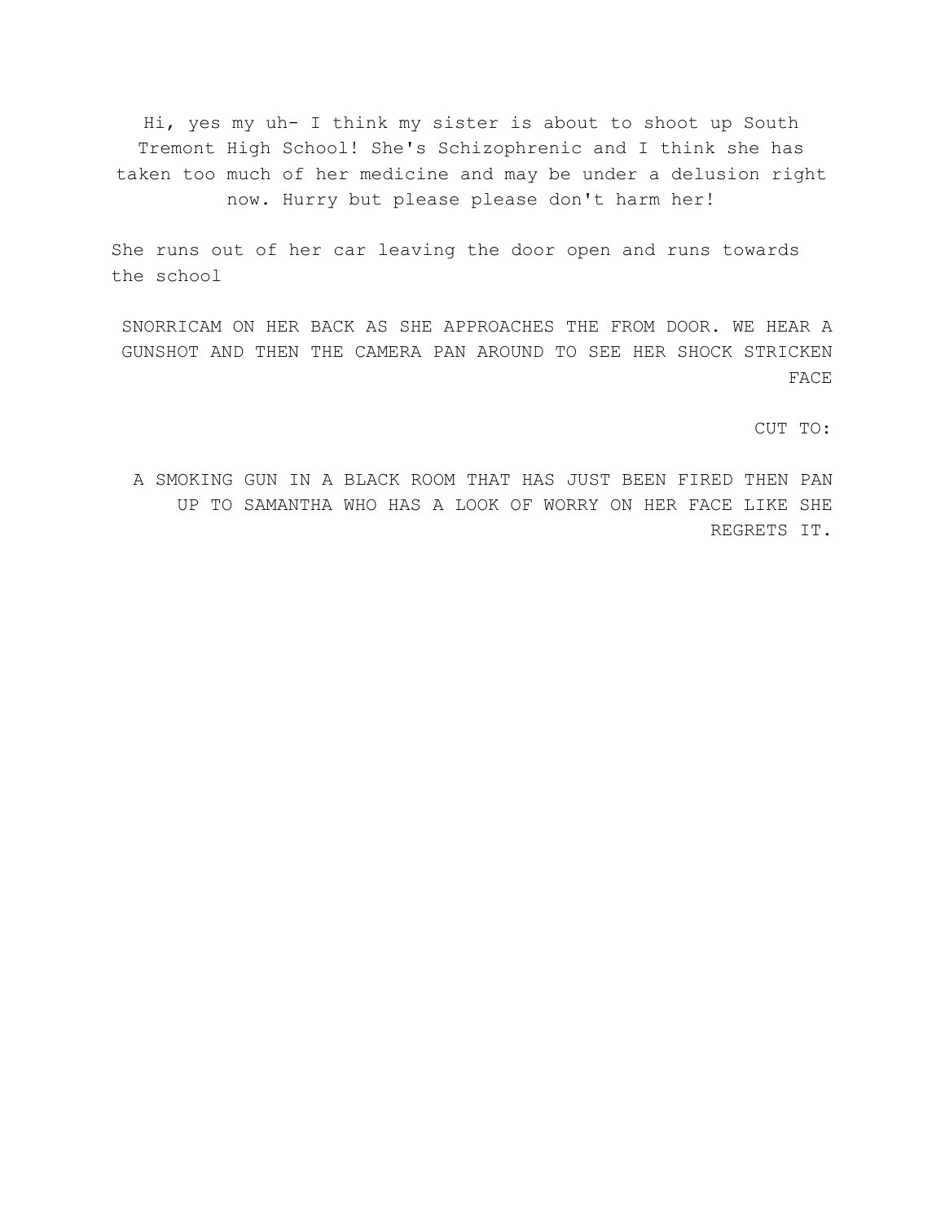Hi, yes my uh- I think my sister is about to shoot up South Tremont High School! She's Schizophrenic and I think she has taken too much of her medicine and may be under a delusion right now. Hurry but please please don't harm her!

She runs out of her car leaving the door open and runs towards the school

SNORRICAM ON HER BACK AS SHE APPROACHES THE FROM DOOR. WE HEAR A GUNSHOT AND THEN THE CAMERA PAN AROUND TO SEE HER SHOCK STRICKEN FACE

CUT TO:

A SMOKING GUN IN A BLACK ROOM THAT HAS JUST BEEN FIRED THEN PAN UP TO SAMANTHA WHO HAS A LOOK OF WORRY ON HER FACE LIKE SHE REGRETS IT.